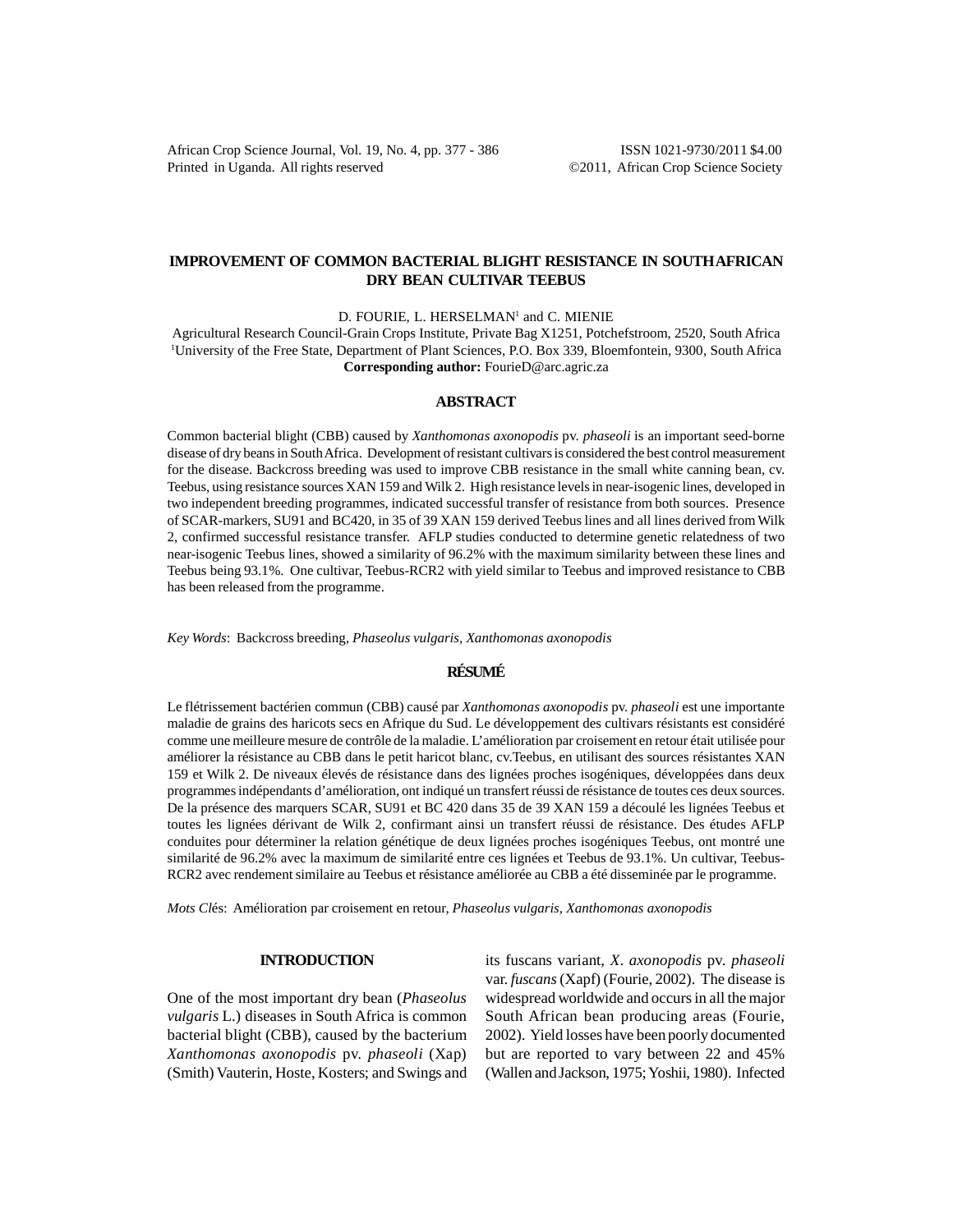# IMPROVEMENT OF COMMON BACTERIAL BLIGHT RESISTANCE IN SOUTH AFRICAN DRY BEAN CULTIVAR TEEBUS

D. FOURIE, L. HERSELMAN[1] and C. MIENIE

Agricultural Research Council-Grain Crops Institute, Private Bag X1251, Potchefstroom, 2520, South Africa
[1]University of the Free State, Department of Plant Sciences, P.O. Box 339, Bloemfontein, 9300, South Africa
**Corresponding author:** FourieD@arc.agric.za

## ABSTRACT

Common bacterial blight (CBB) caused by *Xanthomonas axonopodis* pv. *phaseoli* is an important seed-borne disease of dry beans in South Africa. Development of resistant cultivars is considered the best control measurement for the disease. Backcross breeding was used to improve CBB resistance in the small white canning bean, cv. Teebus, using resistance sources XAN 159 and Wilk 2. High resistance levels in near-isogenic lines, developed in two independent breeding programmes, indicated successful transfer of resistance from both sources. Presence of SCAR-markers, SU91 and BC420, in 35 of 39 XAN 159 derived Teebus lines and all lines derived from Wilk 2, confirmed successful resistance transfer. AFLP studies conducted to determine genetic relatedness of two near-isogenic Teebus lines, showed a similarity of 96.2% with the maximum similarity between these lines and Teebus being 93.1%. One cultivar, Teebus-RCR2 with yield similar to Teebus and improved resistance to CBB has been released from the programme.

*Key Words*: Backcross breeding, *Phaseolus vulgaris*, *Xanthomonas axonopodis*

## RÉSUMÉ

Le flétrissement bactérien commun (CBB) causé par *Xanthomonas axonopodis* pv. *phaseoli* est une importante maladie de grains des haricots secs en Afrique du Sud. Le développement des cultivars résistants est considéré comme une meilleure mesure de contrôle de la maladie. L'amélioration par croisement en retour était utilisée pour améliorer la résistance au CBB dans le petit haricot blanc, cv.Teebus, en utilisant des sources résistantes XAN 159 et Wilk 2. De niveaux élevés de résistance dans des lignées proches isogéniques, développées dans deux programmes indépendants d'amélioration, ont indiqué un transfert réussi de résistance de toutes ces deux sources. De la présence des marqueurs SCAR, SU91 et BC 420 dans 35 de 39 XAN 159 a découlé les lignées Teebus et toutes les lignées dérivant de Wilk 2, confirmant ainsi un transfert réussi de résistance. Des études AFLP conduites pour déterminer la relation génétique de deux lignées proches isogéniques Teebus, ont montré une similarité de 96.2% avec le maximum de similarité entre ces lignées et Teebus de 93.1%. Un cultivar, Teebus-RCR2 avec rendement similaire au Teebus et résistance améliorée au CBB a été disseminée par le programme.

*Mots Clés*: Amélioration par croisement en retour, *Phaseolus vulgaris*, *Xanthomonas axonopodis*

## INTRODUCTION

One of the most important dry bean (*Phaseolus vulgaris* L.) diseases in South Africa is common bacterial blight (CBB), caused by the bacterium *Xanthomonas axonopodis* pv. *phaseoli* (Xap) (Smith) Vauterin, Hoste, Kosters; and Swings and its fuscans variant, *X. axonopodis* pv. *phaseoli* var. *fuscans* (Xapf) (Fourie, 2002). The disease is widespread worldwide and occurs in all the major South African bean producing areas (Fourie, 2002). Yield losses have been poorly documented but are reported to vary between 22 and 45% (Wallen and Jackson, 1975; Yoshii, 1980). Infected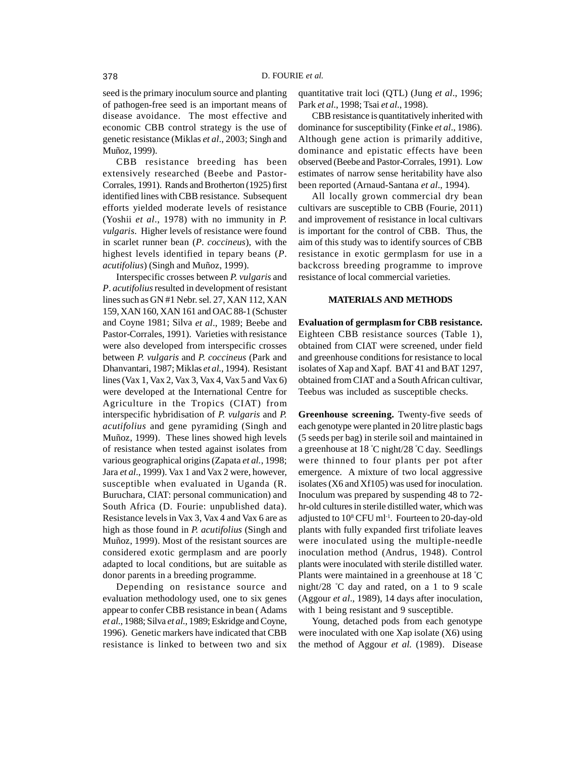seed is the primary inoculum source and planting of pathogen-free seed is an important means of disease avoidance. The most effective and economic CBB control strategy is the use of genetic resistance (Miklas *et al*., 2003; Singh and Muñoz, 1999).

CBB resistance breeding has been extensively researched (Beebe and Pastor-Corrales, 1991). Rands and Brotherton (1925) first identified lines with CBB resistance. Subsequent efforts yielded moderate levels of resistance (Yoshii *et al*., 1978) with no immunity in *P. vulgaris*. Higher levels of resistance were found in scarlet runner bean (*P*. *coccineus*), with the highest levels identified in tepary beans (*P*. *acutifolius*) (Singh and Muñoz, 1999).

Interspecific crosses between *P. vulgaris* and *P*. *acutifolius* resulted in development of resistant lines such as GN #1 Nebr. sel. 27, XAN 112, XAN 159, XAN 160, XAN 161 and OAC 88-1 (Schuster and Coyne 1981; Silva *et al*., 1989; Beebe and Pastor-Corrales, 1991). Varieties with resistance were also developed from interspecific crosses between *P. vulgaris* and *P. coccineus* (Park and Dhanvantari, 1987; Miklas *et al*., 1994). Resistant lines (Vax 1, Vax 2, Vax 3, Vax 4, Vax 5 and Vax 6) were developed at the International Centre for Agriculture in the Tropics (CIAT) from interspecific hybridisation of *P. vulgaris* and *P. acutifolius* and gene pyramiding (Singh and Muñoz, 1999). These lines showed high levels of resistance when tested against isolates from various geographical origins (Zapata *et al.*, 1998; Jara *et al*., 1999). Vax 1 and Vax 2 were, however, susceptible when evaluated in Uganda (R. Buruchara, CIAT: personal communication) and South Africa (D. Fourie: unpublished data). Resistance levels in Vax 3, Vax 4 and Vax 6 are as high as those found in *P. acutifolius* (Singh and Muñoz, 1999). Most of the resistant sources are considered exotic germplasm and are poorly adapted to local conditions, but are suitable as donor parents in a breeding programme.

Depending on resistance source and evaluation methodology used, one to six genes appear to confer CBB resistance in bean ( Adams *et al*., 1988; Silva *et al*., 1989; Eskridge and Coyne, 1996). Genetic markers have indicated that CBB resistance is linked to between two and six quantitative trait loci (QTL) (Jung *et al*., 1996; Park *et al*., 1998; Tsai *et al*., 1998).

CBB resistance is quantitatively inherited with dominance for susceptibility (Finke *et al*., 1986). Although gene action is primarily additive, dominance and epistatic effects have been observed (Beebe and Pastor-Corrales, 1991). Low estimates of narrow sense heritability have also been reported (Arnaud-Santana *et al*., 1994).

All locally grown commercial dry bean cultivars are susceptible to CBB (Fourie, 2011) and improvement of resistance in local cultivars is important for the control of CBB. Thus, the aim of this study was to identify sources of CBB resistance in exotic germplasm for use in a backcross breeding programme to improve resistance of local commercial varieties.

## MATERIALS AND METHODS

**Evaluation of germplasm for CBB resistance.** Eighteen CBB resistance sources (Table 1), obtained from CIAT were screened, under field and greenhouse conditions for resistance to local isolates of Xap and Xapf. BAT 41 and BAT 1297, obtained from CIAT and a South African cultivar, Teebus was included as susceptible checks.

**Greenhouse screening.** Twenty-five seeds of each genotype were planted in 20 litre plastic bags (5 seeds per bag) in sterile soil and maintained in a greenhouse at 18 °C night/28 °C day. Seedlings were thinned to four plants per pot after emergence. A mixture of two local aggressive isolates (X6 and Xf105) was used for inoculation. Inoculum was prepared by suspending 48 to 72-hr-old cultures in sterile distilled water, which was adjusted to $10^8$ CFU ml$^{-1}$. Fourteen to 20-day-old plants with fully expanded first trifoliate leaves were inoculated using the multiple-needle inoculation method (Andrus, 1948). Control plants were inoculated with sterile distilled water. Plants were maintained in a greenhouse at 18 °C night/28 °C day and rated, on a 1 to 9 scale (Aggour *et al*., 1989), 14 days after inoculation, with 1 being resistant and 9 susceptible.

Young, detached pods from each genotype were inoculated with one Xap isolate (X6) using the method of Aggour *et al.* (1989). Disease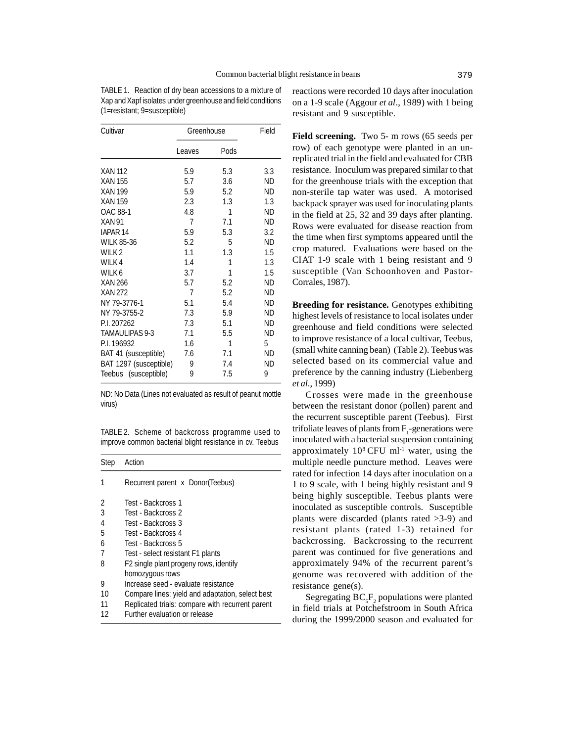TABLE 1. Reaction of dry bean accessions to a mixture of Xap and Xapf isolates under greenhouse and field conditions (1=resistant; 9=susceptible)

| Cultivar | Greenhouse | | Field |
|---|---|---|---|
| | Leaves | Pods | |
| XAN 112 | 5.9 | 5.3 | 3.3 |
| XAN 155 | 5.7 | 3.6 | ND |
| XAN 199 | 5.9 | 5.2 | ND |
| XAN 159 | 2.3 | 1.3 | 1.3 |
| OAC 88-1 | 4.8 | 1 | ND |
| XAN 91 | 7 | 7.1 | ND |
| IAPAR 14 | 5.9 | 5.3 | 3.2 |
| WILK 85-36 | 5.2 | 5 | ND |
| WILK 2 | 1.1 | 1.3 | 1.5 |
| WILK 4 | 1.4 | 1 | 1.3 |
| WILK 6 | 3.7 | 1 | 1.5 |
| XAN 266 | 5.7 | 5.2 | ND |
| XAN 272 | 7 | 5.2 | ND |
| NY 79-3776-1 | 5.1 | 5.4 | ND |
| NY 79-3755-2 | 7.3 | 5.9 | ND |
| P.I. 207262 | 7.3 | 5.1 | ND |
| TAMAULIPAS 9-3 | 7.1 | 5.5 | ND |
| P.I. 196932 | 1.6 | 1 | 5 |
| BAT 41 (susceptible) | 7.6 | 7.1 | ND |
| BAT 1297 (susceptible) | 9 | 7.4 | ND |
| Teebus (susceptible) | 9 | 7.5 | 9 |

ND: No Data (Lines not evaluated as result of peanut mottle virus)

TABLE 2. Scheme of backcross programme used to improve common bacterial blight resistance in cv. Teebus

| Step | Action |
|---|---|
| 1 | Recurrent parent x Donor(Teebus) |
| 2 | Test - Backcross 1 |
| 3 | Test - Backcross 2 |
| 4 | Test - Backcross 3 |
| 5 | Test - Backcross 4 |
| 6 | Test - Backcross 5 |
| 7 | Test - select resistant F1 plants |
| 8 | F2 single plant progeny rows, identify homozygous rows |
| 9 | Increase seed - evaluate resistance |
| 10 | Compare lines: yield and adaptation, select best |
| 11 | Replicated trials: compare with recurrent parent |
| 12 | Further evaluation or release |

reactions were recorded 10 days after inoculation on a 1-9 scale (Aggour *et al*., 1989) with 1 being resistant and 9 susceptible.

**Field screening.** Two 5- m rows (65 seeds per row) of each genotype were planted in an unreplicated trial in the field and evaluated for CBB resistance. Inoculum was prepared similar to that for the greenhouse trials with the exception that non-sterile tap water was used. A motorised backpack sprayer was used for inoculating plants in the field at 25, 32 and 39 days after planting. Rows were evaluated for disease reaction from the time when first symptoms appeared until the crop matured. Evaluations were based on the CIAT 1-9 scale with 1 being resistant and 9 susceptible (Van Schoonhoven and Pastor-Corrales, 1987).

**Breeding for resistance.** Genotypes exhibiting highest levels of resistance to local isolates under greenhouse and field conditions were selected to improve resistance of a local cultivar, Teebus, (small white canning bean) (Table 2). Teebus was selected based on its commercial value and preference by the canning industry (Liebenberg *et al*., 1999)

Crosses were made in the greenhouse between the resistant donor (pollen) parent and the recurrent susceptible parent (Teebus). First trifoliate leaves of plants from $F_1$-generations were inoculated with a bacterial suspension containing approximately $10^8$ CFU $ml^{-1}$ water, using the multiple needle puncture method. Leaves were rated for infection 14 days after inoculation on a 1 to 9 scale, with 1 being highly resistant and 9 being highly susceptible. Teebus plants were inoculated as susceptible controls. Susceptible plants were discarded (plants rated >3-9) and resistant plants (rated 1-3) retained for backcrossing. Backcrossing to the recurrent parent was continued for five generations and approximately 94% of the recurrent parent's genome was recovered with addition of the resistance gene(s).

Segregating $BC_5F_2$ populations were planted in field trials at Potchefstroom in South Africa during the 1999/2000 season and evaluated for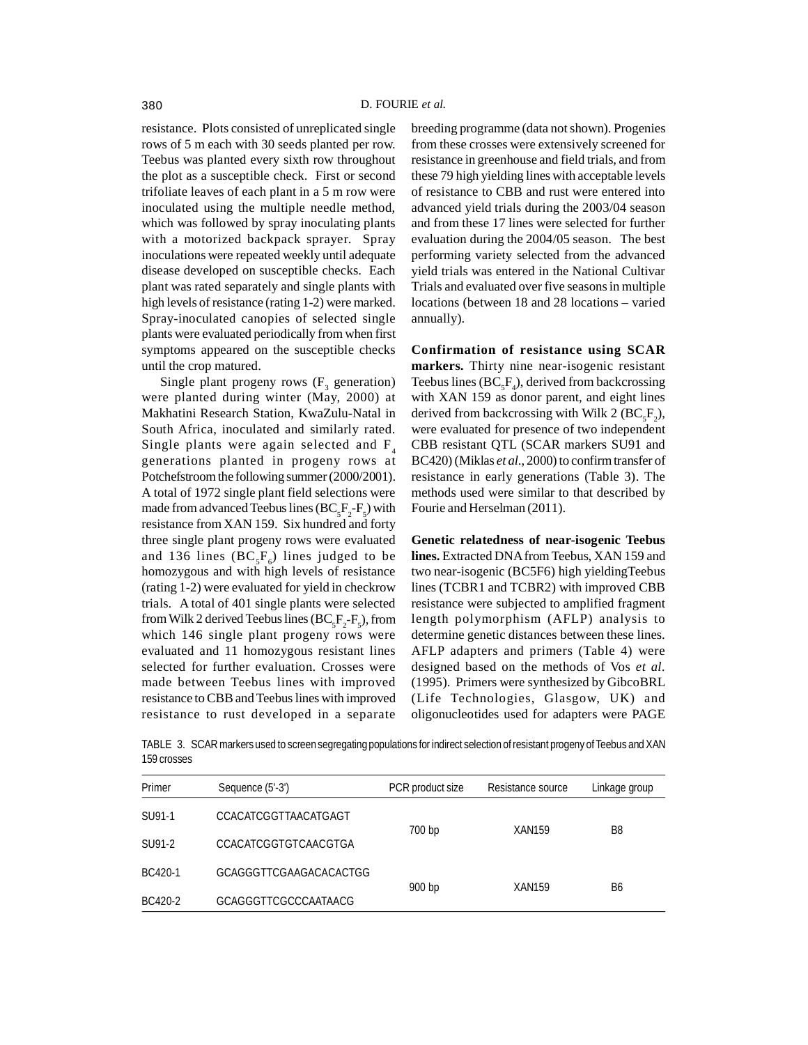resistance. Plots consisted of unreplicated single rows of 5 m each with 30 seeds planted per row. Teebus was planted every sixth row throughout the plot as a susceptible check. First or second trifoliate leaves of each plant in a 5 m row were inoculated using the multiple needle method, which was followed by spray inoculating plants with a motorized backpack sprayer. Spray inoculations were repeated weekly until adequate disease developed on susceptible checks. Each plant was rated separately and single plants with high levels of resistance (rating 1-2) were marked. Spray-inoculated canopies of selected single plants were evaluated periodically from when first symptoms appeared on the susceptible checks until the crop matured.

Single plant progeny rows ($F_3$ generation) were planted during winter (May, 2000) at Makhatini Research Station, KwaZulu-Natal in South Africa, inoculated and similarly rated. Single plants were again selected and $F_4$ generations planted in progeny rows at Potchefstroom the following summer (2000/2001). A total of 1972 single plant field selections were made from advanced Teebus lines ($BC_5F_2$-$F_5$) with resistance from XAN 159. Six hundred and forty three single plant progeny rows were evaluated and 136 lines ($BC_5F_6$) lines judged to be homozygous and with high levels of resistance (rating 1-2) were evaluated for yield in checkrow trials. A total of 401 single plants were selected from Wilk 2 derived Teebus lines ($BC_5F_2$-$F_5$), from which 146 single plant progeny rows were evaluated and 11 homozygous resistant lines selected for further evaluation. Crosses were made between Teebus lines with improved resistance to CBB and Teebus lines with improved resistance to rust developed in a separate breeding programme (data not shown). Progenies from these crosses were extensively screened for resistance in greenhouse and field trials, and from these 79 high yielding lines with acceptable levels of resistance to CBB and rust were entered into advanced yield trials during the 2003/04 season and from these 17 lines were selected for further evaluation during the 2004/05 season. The best performing variety selected from the advanced yield trials was entered in the National Cultivar Trials and evaluated over five seasons in multiple locations (between 18 and 28 locations – varied annually).

**Confirmation of resistance using SCAR markers.** Thirty nine near-isogenic resistant Teebus lines ($BC_5F_4$), derived from backcrossing with XAN 159 as donor parent, and eight lines derived from backcrossing with Wilk 2 ($BC_5F_2$), were evaluated for presence of two independent CBB resistant QTL (SCAR markers SU91 and BC420) (Miklas *et al*., 2000) to confirm transfer of resistance in early generations (Table 3). The methods used were similar to that described by Fourie and Herselman (2011).

**Genetic relatedness of near-isogenic Teebus lines.** Extracted DNA from Teebus, XAN 159 and two near-isogenic (BC5F6) high yieldingTeebus lines (TCBR1 and TCBR2) with improved CBB resistance were subjected to amplified fragment length polymorphism (AFLP) analysis to determine genetic distances between these lines. AFLP adapters and primers (Table 4) were designed based on the methods of Vos *et al.* (1995). Primers were synthesized by GibcoBRL (Life Technologies, Glasgow, UK) and oligonucleotides used for adapters were PAGE

TABLE 3. SCAR markers used to screen segregating populations for indirect selection of resistant progeny of Teebus and XAN 159 crosses

| Primer | Sequence (5'-3') | PCR product size | Resistance source | Linkage group |
|---|---|---|---|---|
| SU91-1 | CCACATCGGTTAACATGAGT | 700 bp | XAN159 | B8 |
| SU91-2 | CCACATCGGTGTCAACGTGA | | | |
| BC420-1 | GCAGGGTTCGAAGACACACTGG | 900 bp | XAN159 | B6 |
| BC420-2 | GCAGGGTTCGCCCAATAACG | | | |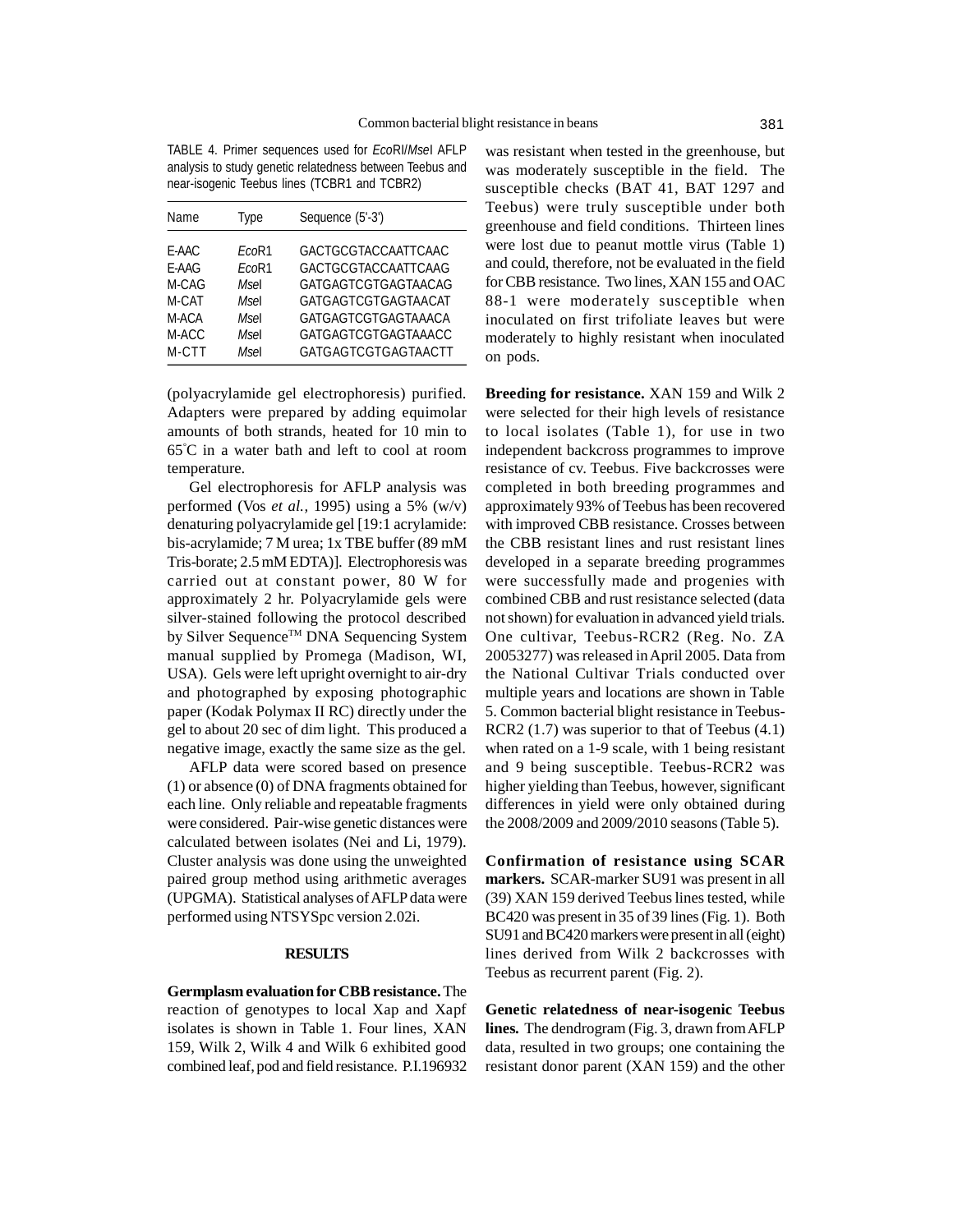TABLE 4. Primer sequences used for *Eco*RI/*Mse*I AFLP analysis to study genetic relatedness between Teebus and near-isogenic Teebus lines (TCBR1 and TCBR2)

| Name | Type | Sequence (5'-3') |
|---|---|---|
| E-AAC | *Eco*R1 | GACTGCGTACCAATTCAAC |
| E-AAG | *Eco*R1 | GACTGCGTACCAATTCAAG |
| M-CAG | *Mse*I | GATGAGTCGTGAGTAACAG |
| M-CAT | *Mse*I | GATGAGTCGTGAGTAACAT |
| M-ACA | *Mse*I | GATGAGTCGTGAGTAAACA |
| M-ACC | *Mse*I | GATGAGTCGTGAGTAAACC |
| M-CTT | *Mse*I | GATGAGTCGTGAGTAACTT |

(polyacrylamide gel electrophoresis) purified. Adapters were prepared by adding equimolar amounts of both strands, heated for 10 min to 65°C in a water bath and left to cool at room temperature.

Gel electrophoresis for AFLP analysis was performed (Vos *et al.,* 1995) using a 5% (w/v) denaturing polyacrylamide gel [19:1 acrylamide: bis-acrylamide; 7 M urea; 1x TBE buffer (89 mM Tris-borate; 2.5 mM EDTA)]. Electrophoresis was carried out at constant power, 80 W for approximately 2 hr. Polyacrylamide gels were silver-stained following the protocol described by Silver Sequence™ DNA Sequencing System manual supplied by Promega (Madison, WI, USA). Gels were left upright overnight to air-dry and photographed by exposing photographic paper (Kodak Polymax II RC) directly under the gel to about 20 sec of dim light. This produced a negative image, exactly the same size as the gel.

AFLP data were scored based on presence (1) or absence (0) of DNA fragments obtained for each line. Only reliable and repeatable fragments were considered. Pair-wise genetic distances were calculated between isolates (Nei and Li, 1979). Cluster analysis was done using the unweighted paired group method using arithmetic averages (UPGMA). Statistical analyses of AFLP data were performed using NTSYSpc version 2.02i.

## RESULTS

**Germplasm evaluation for CBB resistance.** The reaction of genotypes to local Xap and Xapf isolates is shown in Table 1. Four lines, XAN 159, Wilk 2, Wilk 4 and Wilk 6 exhibited good combined leaf, pod and field resistance. P.I.196932 was resistant when tested in the greenhouse, but was moderately susceptible in the field. The susceptible checks (BAT 41, BAT 1297 and Teebus) were truly susceptible under both greenhouse and field conditions. Thirteen lines were lost due to peanut mottle virus (Table 1) and could, therefore, not be evaluated in the field for CBB resistance. Two lines, XAN 155 and OAC 88-1 were moderately susceptible when inoculated on first trifoliate leaves but were moderately to highly resistant when inoculated on pods.

**Breeding for resistance.** XAN 159 and Wilk 2 were selected for their high levels of resistance to local isolates (Table 1), for use in two independent backcross programmes to improve resistance of cv. Teebus. Five backcrosses were completed in both breeding programmes and approximately 93% of Teebus has been recovered with improved CBB resistance. Crosses between the CBB resistant lines and rust resistant lines developed in a separate breeding programmes were successfully made and progenies with combined CBB and rust resistance selected (data not shown) for evaluation in advanced yield trials. One cultivar, Teebus-RCR2 (Reg. No. ZA 20053277) was released in April 2005. Data from the National Cultivar Trials conducted over multiple years and locations are shown in Table 5. Common bacterial blight resistance in Teebus-RCR2 (1.7) was superior to that of Teebus (4.1) when rated on a 1-9 scale, with 1 being resistant and 9 being susceptible. Teebus-RCR2 was higher yielding than Teebus, however, significant differences in yield were only obtained during the 2008/2009 and 2009/2010 seasons (Table 5).

**Confirmation of resistance using SCAR markers.** SCAR-marker SU91 was present in all (39) XAN 159 derived Teebus lines tested, while BC420 was present in 35 of 39 lines (Fig. 1). Both SU91 and BC420 markers were present in all (eight) lines derived from Wilk 2 backcrosses with Teebus as recurrent parent (Fig. 2).

**Genetic relatedness of near-isogenic Teebus lines.** The dendrogram (Fig. 3, drawn from AFLP data, resulted in two groups; one containing the resistant donor parent (XAN 159) and the other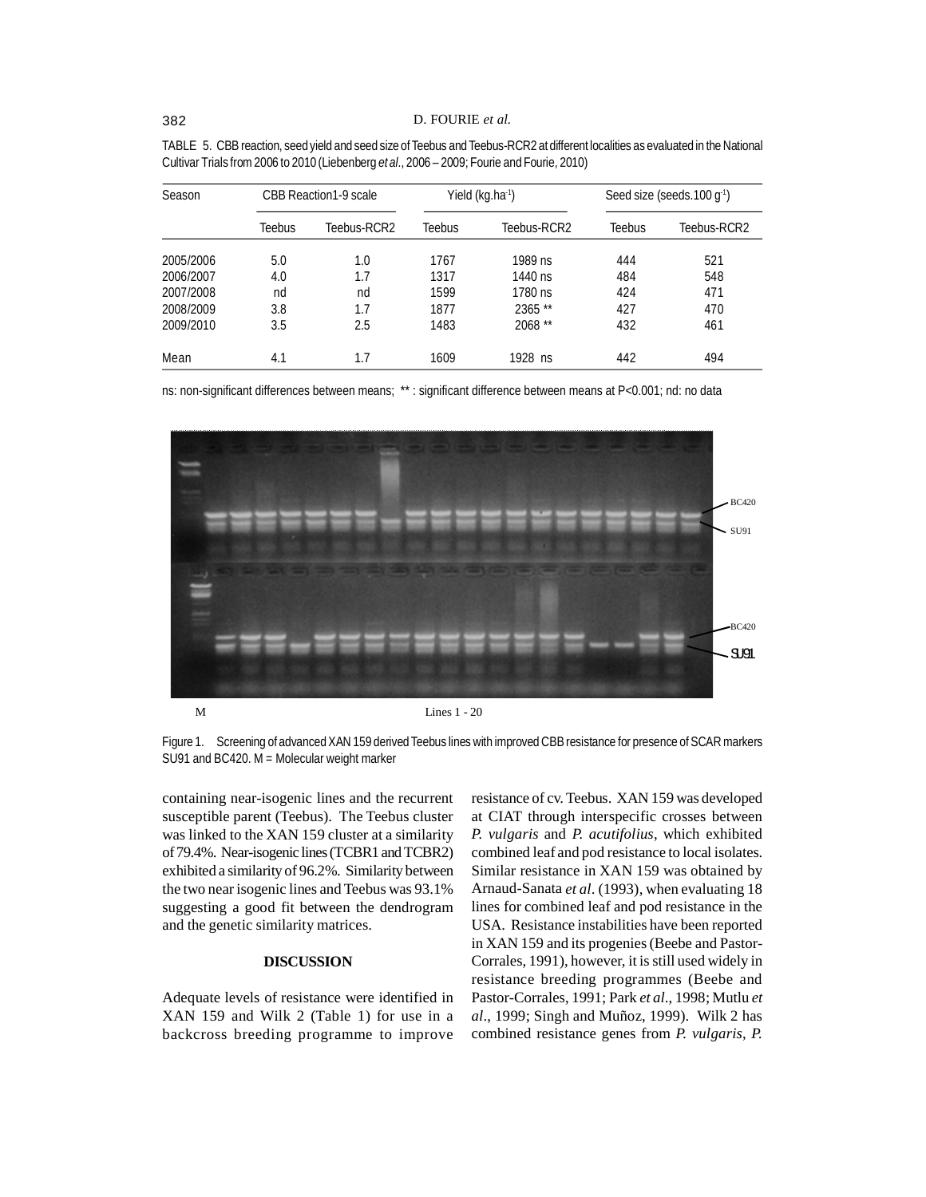TABLE 5. CBB reaction, seed yield and seed size of Teebus and Teebus-RCR2 at different localities as evaluated in the National Cultivar Trials from 2006 to 2010 (Liebenberg *et al*., 2006 – 2009; Fourie and Fourie, 2010)

| Season | CBB Reaction1-9 scale | | Yield (kg.ha$^{-1}$) | | Seed size (seeds.100 g$^{-1}$) | |
|---|---|---|---|---|---|---|
| | Teebus | Teebus-RCR2 | Teebus | Teebus-RCR2 | Teebus | Teebus-RCR2 |
| 2005/2006 | 5.0 | 1.0 | 1767 | 1989 ns | 444 | 521 |
| 2006/2007 | 4.0 | 1.7 | 1317 | 1440 ns | 484 | 548 |
| 2007/2008 | nd | nd | 1599 | 1780 ns | 424 | 471 |
| 2008/2009 | 3.8 | 1.7 | 1877 | 2365 ** | 427 | 470 |
| 2009/2010 | 3.5 | 2.5 | 1483 | 2068 ** | 432 | 461 |
| Mean | 4.1 | 1.7 | 1609 | 1928 ns | 442 | 494 |

ns: non-significant differences between means; ** : significant difference between means at P<0.001; nd: no data

Figure 1. Screening of advanced XAN 159 derived Teebus lines with improved CBB resistance for presence of SCAR markers SU91 and BC420. M = Molecular weight marker

containing near-isogenic lines and the recurrent susceptible parent (Teebus). The Teebus cluster was linked to the XAN 159 cluster at a similarity of 79.4%. Near-isogenic lines (TCBR1 and TCBR2) exhibited a similarity of 96.2%. Similarity between the two near isogenic lines and Teebus was 93.1% suggesting a good fit between the dendrogram and the genetic similarity matrices.

## DISCUSSION

Adequate levels of resistance were identified in XAN 159 and Wilk 2 (Table 1) for use in a backcross breeding programme to improve resistance of cv. Teebus. XAN 159 was developed at CIAT through interspecific crosses between *P. vulgaris* and *P. acutifolius*, which exhibited combined leaf and pod resistance to local isolates. Similar resistance in XAN 159 was obtained by Arnaud-Sanata *et al*. (1993), when evaluating 18 lines for combined leaf and pod resistance in the USA. Resistance instabilities have been reported in XAN 159 and its progenies (Beebe and Pastor-Corrales, 1991), however, it is still used widely in resistance breeding programmes (Beebe and Pastor-Corrales, 1991; Park *et al*., 1998; Mutlu *et al*., 1999; Singh and Muñoz, 1999). Wilk 2 has combined resistance genes from *P. vulgaris*, *P.*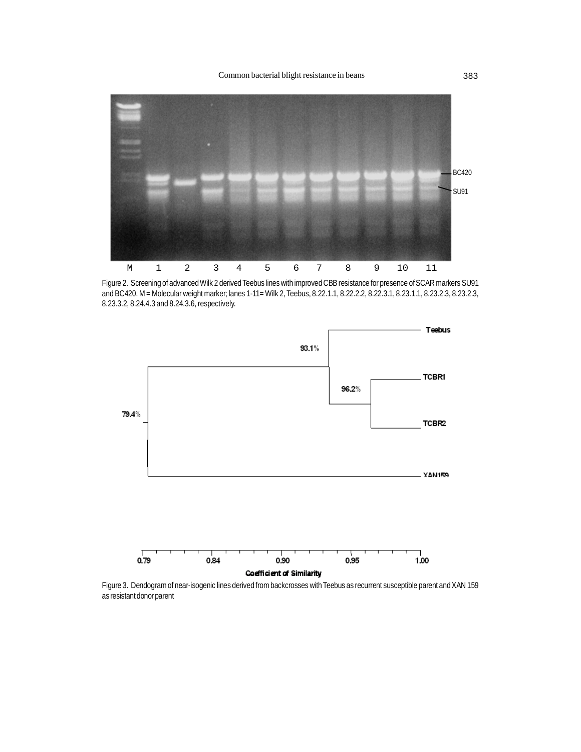Figure 2. Screening of advanced Wilk 2 derived Teebus lines with improved CBB resistance for presence of SCAR markers SU91 and BC420. M = Molecular weight marker; lanes 1-11= Wilk 2, Teebus, 8.22.1.1, 8.22.2.2, 8.22.3.1, 8.23.1.1, 8.23.2.3, 8.23.2.3, 8.23.3.2, 8.24.4.3 and 8.24.3.6, respectively.

Figure 3. Dendogram of near-isogenic lines derived from backcrosses with Teebus as recurrent susceptible parent and XAN 159 as resistant donor parent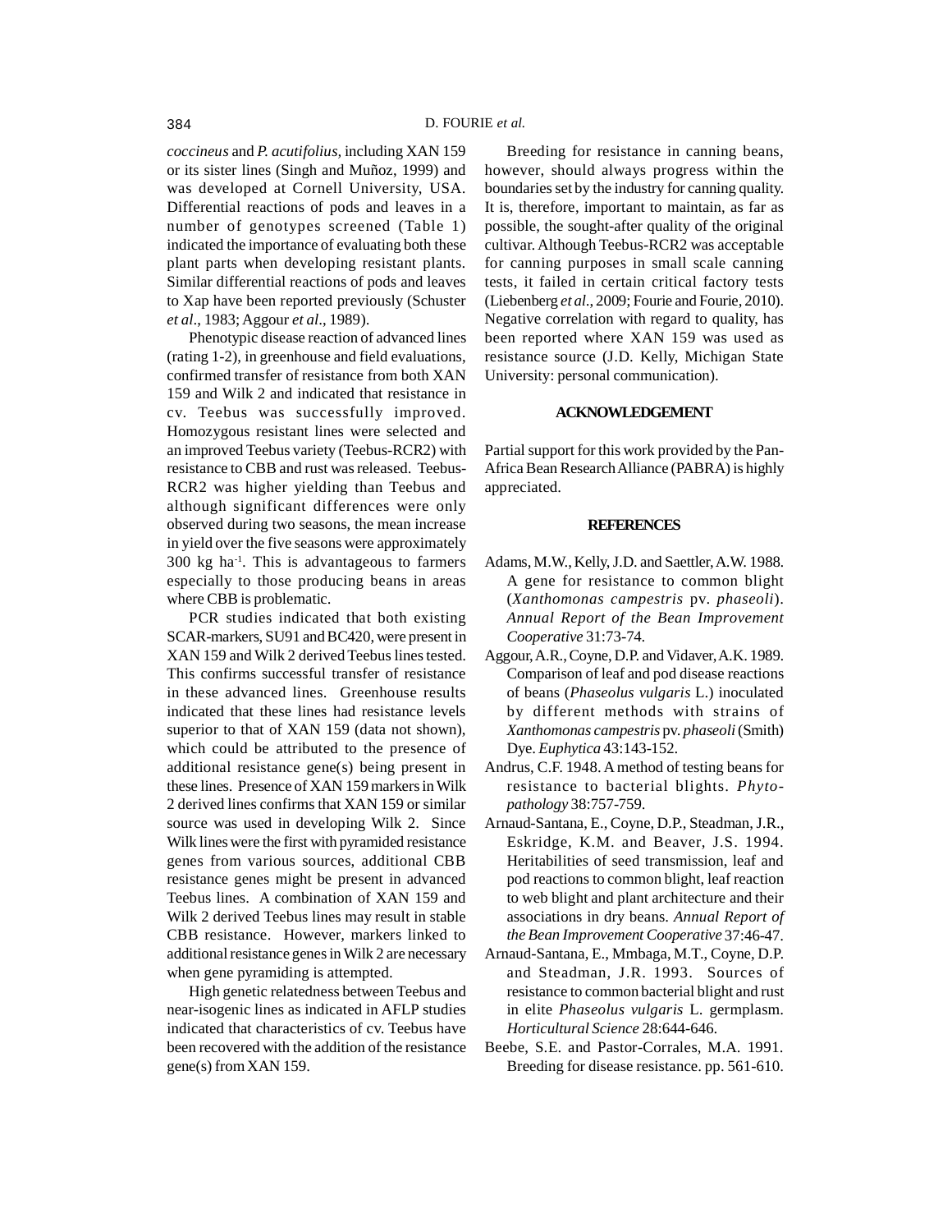*coccineus* and *P. acutifolius,* including XAN 159 or its sister lines (Singh and Muñoz, 1999) and was developed at Cornell University, USA. Differential reactions of pods and leaves in a number of genotypes screened (Table 1) indicated the importance of evaluating both these plant parts when developing resistant plants. Similar differential reactions of pods and leaves to Xap have been reported previously (Schuster *et al*., 1983; Aggour *et al*., 1989).

Phenotypic disease reaction of advanced lines (rating 1-2), in greenhouse and field evaluations, confirmed transfer of resistance from both XAN 159 and Wilk 2 and indicated that resistance in cv. Teebus was successfully improved. Homozygous resistant lines were selected and an improved Teebus variety (Teebus-RCR2) with resistance to CBB and rust was released. Teebus-RCR2 was higher yielding than Teebus and although significant differences were only observed during two seasons, the mean increase in yield over the five seasons were approximately 300 kg ha$^{-1}$. This is advantageous to farmers especially to those producing beans in areas where CBB is problematic.

PCR studies indicated that both existing SCAR-markers, SU91 and BC420, were present in XAN 159 and Wilk 2 derived Teebus lines tested. This confirms successful transfer of resistance in these advanced lines. Greenhouse results indicated that these lines had resistance levels superior to that of XAN 159 (data not shown), which could be attributed to the presence of additional resistance gene(s) being present in these lines. Presence of XAN 159 markers in Wilk 2 derived lines confirms that XAN 159 or similar source was used in developing Wilk 2. Since Wilk lines were the first with pyramided resistance genes from various sources, additional CBB resistance genes might be present in advanced Teebus lines. A combination of XAN 159 and Wilk 2 derived Teebus lines may result in stable CBB resistance. However, markers linked to additional resistance genes in Wilk 2 are necessary when gene pyramiding is attempted.

High genetic relatedness between Teebus and near-isogenic lines as indicated in AFLP studies indicated that characteristics of cv. Teebus have been recovered with the addition of the resistance gene(s) from XAN 159.

Breeding for resistance in canning beans, however, should always progress within the boundaries set by the industry for canning quality. It is, therefore, important to maintain, as far as possible, the sought-after quality of the original cultivar. Although Teebus-RCR2 was acceptable for canning purposes in small scale canning tests, it failed in certain critical factory tests (Liebenberg *et al*., 2009; Fourie and Fourie, 2010). Negative correlation with regard to quality, has been reported where XAN 159 was used as resistance source (J.D. Kelly, Michigan State University: personal communication).

## ACKNOWLEDGEMENT

Partial support for this work provided by the Pan-Africa Bean Research Alliance (PABRA) is highly appreciated.

## REFERENCES

Adams, M.W., Kelly, J.D. and Saettler, A.W. 1988. A gene for resistance to common blight (*Xanthomonas campestris* pv. *phaseoli*). *Annual Report of the Bean Improvement Cooperative* 31:73-74.

Aggour, A.R., Coyne, D.P. and Vidaver, A.K. 1989. Comparison of leaf and pod disease reactions of beans (*Phaseolus vulgaris* L.) inoculated by different methods with strains of *Xanthomonas campestris* pv. *phaseoli* (Smith) Dye. *Euphytica* 43:143-152.

Andrus, C.F. 1948. A method of testing beans for resistance to bacterial blights. *Phytopathology* 38:757-759.

Arnaud-Santana, E., Coyne, D.P., Steadman, J.R., Eskridge, K.M. and Beaver, J.S. 1994. Heritabilities of seed transmission, leaf and pod reactions to common blight, leaf reaction to web blight and plant architecture and their associations in dry beans. *Annual Report of the Bean Improvement Cooperative* 37:46-47.

Arnaud-Santana, E., Mmbaga, M.T., Coyne, D.P. and Steadman, J.R. 1993. Sources of resistance to common bacterial blight and rust in elite *Phaseolus vulgaris* L. germplasm. *Horticultural Science* 28:644-646.

Beebe, S.E. and Pastor-Corrales, M.A. 1991. Breeding for disease resistance. pp. 561-610.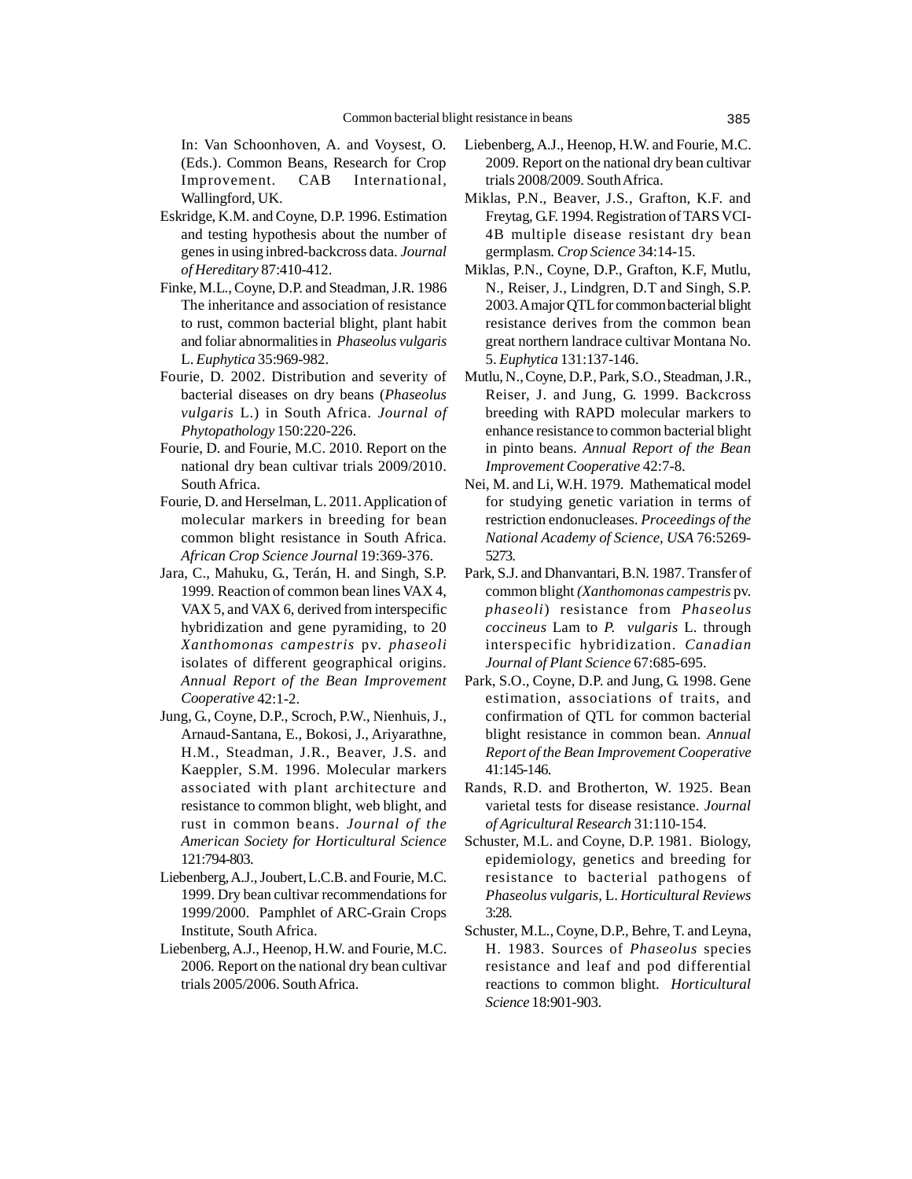In: Van Schoonhoven, A. and Voysest, O. (Eds.). Common Beans, Research for Crop Improvement. CAB International, Wallingford, UK.

Eskridge, K.M. and Coyne, D.P. 1996. Estimation and testing hypothesis about the number of genes in using inbred-backcross data. *Journal of Hereditary* 87:410-412.

Finke, M.L., Coyne, D.P. and Steadman, J.R. 1986 The inheritance and association of resistance to rust, common bacterial blight, plant habit and foliar abnormalities in *Phaseolus vulgaris* L. *Euphytica* 35:969-982.

Fourie, D. 2002. Distribution and severity of bacterial diseases on dry beans (*Phaseolus vulgaris* L.) in South Africa. *Journal of Phytopathology* 150:220-226.

Fourie, D. and Fourie, M.C. 2010. Report on the national dry bean cultivar trials 2009/2010. South Africa.

Fourie, D. and Herselman, L. 2011. Application of molecular markers in breeding for bean common blight resistance in South Africa. *African Crop Science Journal* 19:369-376.

Jara, C., Mahuku, G., Terán, H. and Singh, S.P. 1999. Reaction of common bean lines VAX 4, VAX 5, and VAX 6, derived from interspecific hybridization and gene pyramiding, to 20 *Xanthomonas campestris* pv. *phaseoli* isolates of different geographical origins. *Annual Report of the Bean Improvement Cooperative* 42:1-2.

Jung, G., Coyne, D.P., Scroch, P.W., Nienhuis, J., Arnaud-Santana, E., Bokosi, J., Ariyarathne, H.M., Steadman, J.R., Beaver, J.S. and Kaeppler, S.M. 1996. Molecular markers associated with plant architecture and resistance to common blight, web blight, and rust in common beans. *Journal of the American Society for Horticultural Science* 121:794-803.

Liebenberg, A.J., Joubert, L.C.B. and Fourie, M.C. 1999. Dry bean cultivar recommendations for 1999/2000. Pamphlet of ARC-Grain Crops Institute, South Africa.

Liebenberg, A.J., Heenop, H.W. and Fourie, M.C. 2006. Report on the national dry bean cultivar trials 2005/2006. South Africa.

Liebenberg, A.J., Heenop, H.W. and Fourie, M.C. 2009. Report on the national dry bean cultivar trials 2008/2009. South Africa.

Miklas, P.N., Beaver, J.S., Grafton, K.F. and Freytag, G.F. 1994. Registration of TARS VCI-4B multiple disease resistant dry bean germplasm. *Crop Science* 34:14-15.

Miklas, P.N., Coyne, D.P., Grafton, K.F, Mutlu, N., Reiser, J., Lindgren, D.T and Singh, S.P. 2003. A major QTL for common bacterial blight resistance derives from the common bean great northern landrace cultivar Montana No. 5. *Euphytica* 131:137-146.

Mutlu, N., Coyne, D.P., Park, S.O., Steadman, J.R., Reiser, J. and Jung, G. 1999. Backcross breeding with RAPD molecular markers to enhance resistance to common bacterial blight in pinto beans. *Annual Report of the Bean Improvement Cooperative* 42:7-8.

Nei, M. and Li, W.H. 1979. Mathematical model for studying genetic variation in terms of restriction endonucleases. *Proceedings of the National Academy of Science, USA* 76:5269-5273.

Park, S.J. and Dhanvantari, B.N. 1987. Transfer of common blight *(Xanthomonas campestris* pv. *phaseoli*) resistance from *Phaseolus coccineus* Lam to *P. vulgaris* L. through interspecific hybridization. *Canadian Journal of Plant Science* 67:685-695.

Park, S.O., Coyne, D.P. and Jung, G. 1998. Gene estimation, associations of traits, and confirmation of QTL for common bacterial blight resistance in common bean. *Annual Report of the Bean Improvement Cooperative* 41:145-146.

Rands, R.D. and Brotherton, W. 1925. Bean varietal tests for disease resistance. *Journal of Agricultural Research* 31:110-154.

Schuster, M.L. and Coyne, D.P. 1981. Biology, epidemiology, genetics and breeding for resistance to bacterial pathogens of *Phaseolus vulgaris*, L. *Horticultural Reviews* 3:28.

Schuster, M.L., Coyne, D.P., Behre, T. and Leyna, H. 1983. Sources of *Phaseolus* species resistance and leaf and pod differential reactions to common blight. *Horticultural Science* 18:901-903.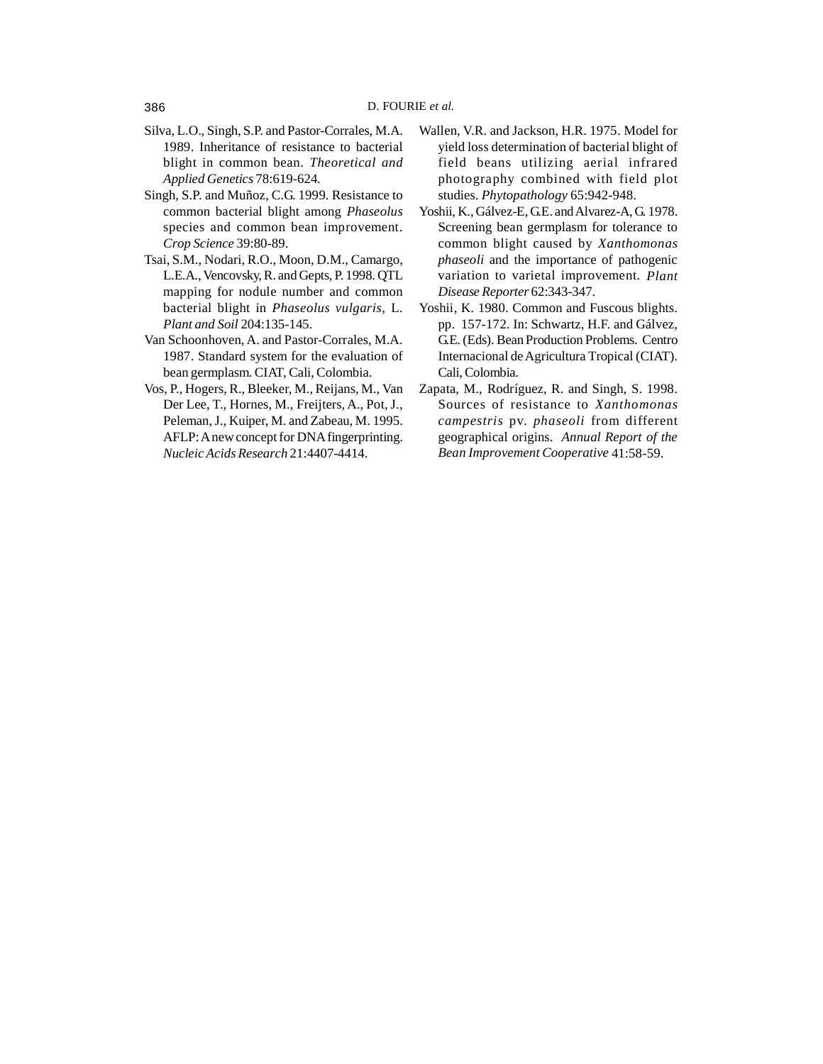Silva, L.O., Singh, S.P. and Pastor-Corrales, M.A. 1989. Inheritance of resistance to bacterial blight in common bean. *Theoretical and Applied Genetics* 78:619-624.

Singh, S.P. and Muñoz, C.G. 1999. Resistance to common bacterial blight among *Phaseolus* species and common bean improvement. *Crop Science* 39:80-89.

Tsai, S.M., Nodari, R.O., Moon, D.M., Camargo, L.E.A., Vencovsky, R. and Gepts, P. 1998. QTL mapping for nodule number and common bacterial blight in *Phaseolus vulgaris*, L. *Plant and Soil* 204:135-145.

Van Schoonhoven, A. and Pastor-Corrales, M.A. 1987. Standard system for the evaluation of bean germplasm. CIAT, Cali, Colombia.

Vos, P., Hogers, R., Bleeker, M., Reijans, M., Van Der Lee, T., Hornes, M., Freijters, A., Pot, J., Peleman, J., Kuiper, M. and Zabeau, M. 1995. AFLP: A new concept for DNA fingerprinting. *Nucleic Acids Research* 21:4407-4414.

Wallen, V.R. and Jackson, H.R. 1975. Model for yield loss determination of bacterial blight of field beans utilizing aerial infrared photography combined with field plot studies. *Phytopathology* 65:942-948.

Yoshii, K., Gálvez-E, G.E. and Alvarez-A, G. 1978. Screening bean germplasm for tolerance to common blight caused by *Xanthomonas phaseoli* and the importance of pathogenic variation to varietal improvement. *Plant Disease Reporter* 62:343-347.

Yoshii, K. 1980. Common and Fuscous blights. pp. 157-172. In: Schwartz, H.F. and Gálvez, G.E. (Eds). Bean Production Problems. Centro Internacional de Agricultura Tropical (CIAT). Cali, Colombia.

Zapata, M., Rodríguez, R. and Singh, S. 1998. Sources of resistance to *Xanthomonas campestris* pv. *phaseoli* from different geographical origins. *Annual Report of the Bean Improvement Cooperative* 41:58-59.